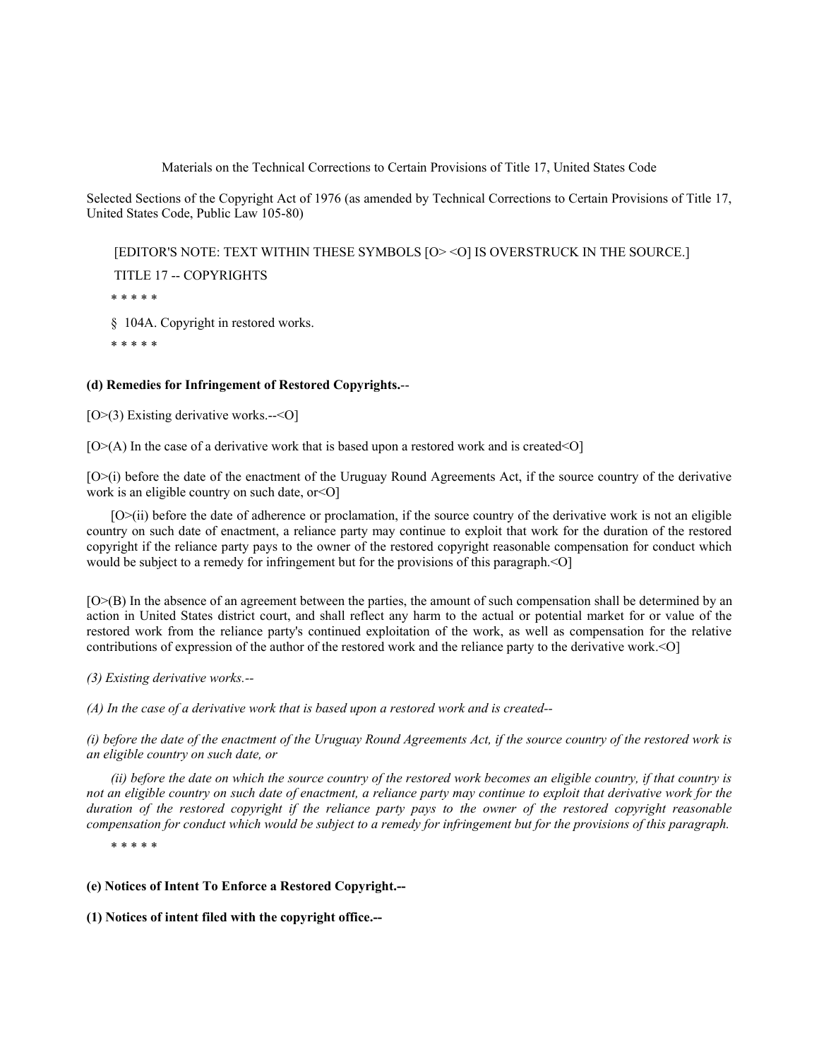Materials on the Technical Corrections to Certain Provisions of Title 17, United States Code

Selected Sections of the Copyright Act of 1976 (as amended by Technical Corrections to Certain Provisions of Title 17, United States Code, Public Law 105-80)

[EDITOR'S NOTE: TEXT WITHIN THESE SYMBOLS [O> <O] IS OVERSTRUCK IN THE SOURCE.]

TITLE 17 -- COPYRIGHTS

* * * * *

§ 104A. Copyright in restored works.

* * * * *

**(d) Remedies for Infringement of Restored Copyrights.**--

[O>(3) Existing derivative works.--<O]

[O>(A) In the case of a derivative work that is based upon a restored work and is created<O]

[O>(i) before the date of the enactment of the Uruguay Round Agreements Act, if the source country of the derivative work is an eligible country on such date, or<O]

[O>(ii) before the date of adherence or proclamation, if the source country of the derivative work is not an eligible country on such date of enactment, a reliance party may continue to exploit that work for the duration of the restored copyright if the reliance party pays to the owner of the restored copyright reasonable compensation for conduct which would be subject to a remedy for infringement but for the provisions of this paragraph.<O]

[O>(B) In the absence of an agreement between the parties, the amount of such compensation shall be determined by an action in United States district court, and shall reflect any harm to the actual or potential market for or value of the restored work from the reliance party's continued exploitation of the work, as well as compensation for the relative contributions of expression of the author of the restored work and the reliance party to the derivative work.<O]

*(3) Existing derivative works.--*

*(A) In the case of a derivative work that is based upon a restored work and is created--*

*(i) before the date of the enactment of the Uruguay Round Agreements Act, if the source country of the restored work is an eligible country on such date, or*

*(ii) before the date on which the source country of the restored work becomes an eligible country, if that country is not an eligible country on such date of enactment, a reliance party may continue to exploit that derivative work for the duration of the restored copyright if the reliance party pays to the owner of the restored copyright reasonable compensation for conduct which would be subject to a remedy for infringement but for the provisions of this paragraph.*

* * * * *

**(e) Notices of Intent To Enforce a Restored Copyright.--**

**(1) Notices of intent filed with the copyright office.--**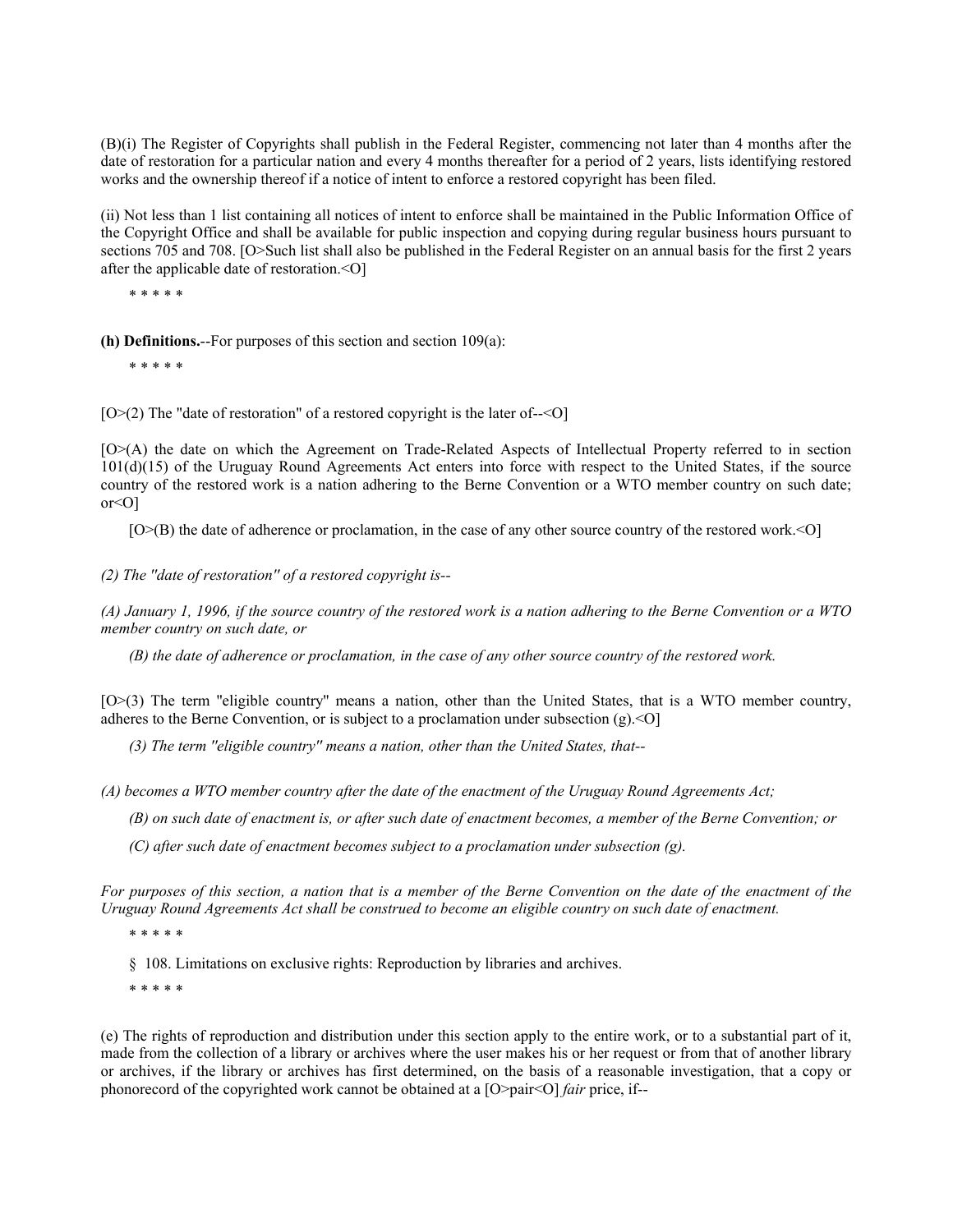(B)(i) The Register of Copyrights shall publish in the Federal Register, commencing not later than 4 months after the date of restoration for a particular nation and every 4 months thereafter for a period of 2 years, lists identifying restored works and the ownership thereof if a notice of intent to enforce a restored copyright has been filed.

(ii) Not less than 1 list containing all notices of intent to enforce shall be maintained in the Public Information Office of the Copyright Office and shall be available for public inspection and copying during regular business hours pursuant to sections 705 and 708. [O>Such list shall also be published in the Federal Register on an annual basis for the first 2 years after the applicable date of restoration.<O]

\* \* \* \* \*

**(h) Definitions.**--For purposes of this section and section 109(a):

\* \* \* \* \*

[O>(2) The "date of restoration" of a restored copyright is the later of--<O]

[O>(A) the date on which the Agreement on Trade-Related Aspects of Intellectual Property referred to in section 101(d)(15) of the Uruguay Round Agreements Act enters into force with respect to the United States, if the source country of the restored work is a nation adhering to the Berne Convention or a WTO member country on such date; or<O]

[O>(B) the date of adherence or proclamation, in the case of any other source country of the restored work.<O]

*(2) The ''date of restoration'' of a restored copyright is--*

*(A) January 1, 1996, if the source country of the restored work is a nation adhering to the Berne Convention or a WTO member country on such date, or*

*(B) the date of adherence or proclamation, in the case of any other source country of the restored work.*

[O>(3) The term "eligible country" means a nation, other than the United States, that is a WTO member country, adheres to the Berne Convention, or is subject to a proclamation under subsection (g).<O]

*(3) The term ''eligible country'' means a nation, other than the United States, that--*

*(A) becomes a WTO member country after the date of the enactment of the Uruguay Round Agreements Act;*

*(B) on such date of enactment is, or after such date of enactment becomes, a member of the Berne Convention; or*

*(C) after such date of enactment becomes subject to a proclamation under subsection (g).*

*For purposes of this section, a nation that is a member of the Berne Convention on the date of the enactment of the Uruguay Round Agreements Act shall be construed to become an eligible country on such date of enactment.*

\* \* \* \* \*

§ 108. Limitations on exclusive rights: Reproduction by libraries and archives.

\* \* \* \* \*

(e) The rights of reproduction and distribution under this section apply to the entire work, or to a substantial part of it, made from the collection of a library or archives where the user makes his or her request or from that of another library or archives, if the library or archives has first determined, on the basis of a reasonable investigation, that a copy or phonorecord of the copyrighted work cannot be obtained at a [O>pair<O] *fair* price, if--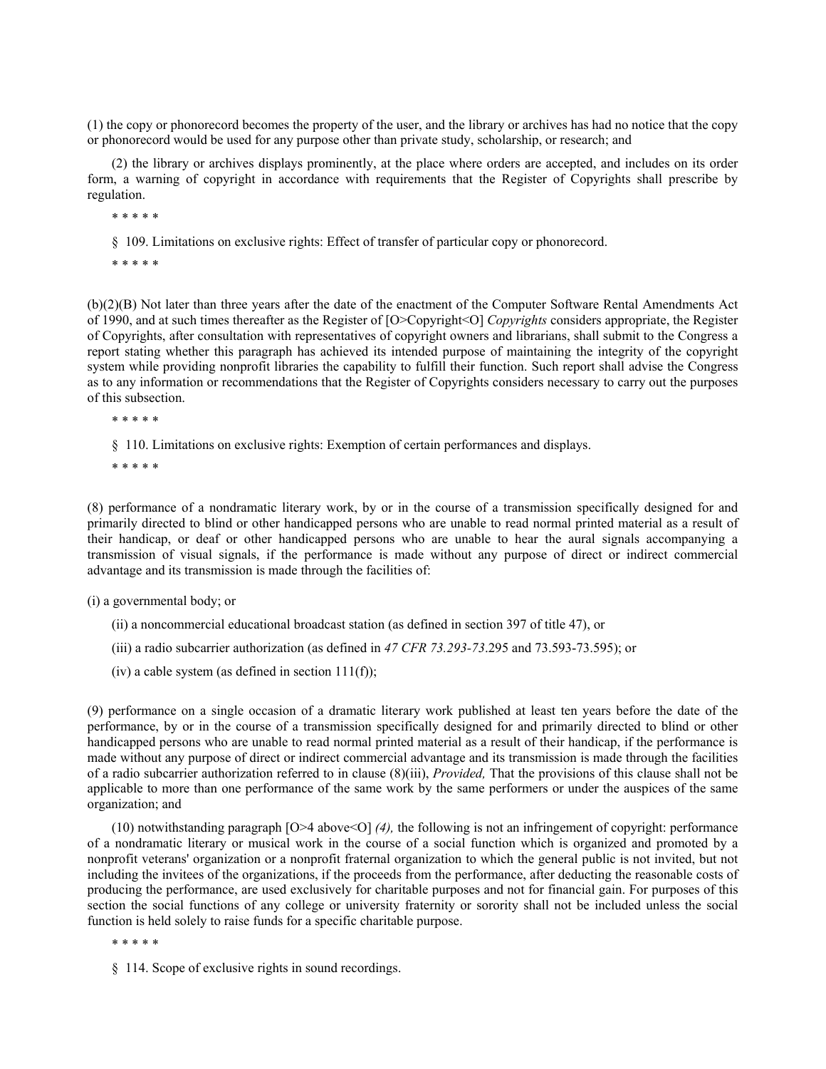(1) the copy or phonorecord becomes the property of the user, and the library or archives has had no notice that the copy or phonorecord would be used for any purpose other than private study, scholarship, or research; and

(2) the library or archives displays prominently, at the place where orders are accepted, and includes on its order form, a warning of copyright in accordance with requirements that the Register of Copyrights shall prescribe by regulation.

\* \* \* \* \*

§ 109. Limitations on exclusive rights: Effect of transfer of particular copy or phonorecord.

\* \* \* \* \*

(b)(2)(B) Not later than three years after the date of the enactment of the Computer Software Rental Amendments Act of 1990, and at such times thereafter as the Register of [O>Copyright<O] *Copyrights* considers appropriate, the Register of Copyrights, after consultation with representatives of copyright owners and librarians, shall submit to the Congress a report stating whether this paragraph has achieved its intended purpose of maintaining the integrity of the copyright system while providing nonprofit libraries the capability to fulfill their function. Such report shall advise the Congress as to any information or recommendations that the Register of Copyrights considers necessary to carry out the purposes of this subsection.

\* \* \* \* \*

§ 110. Limitations on exclusive rights: Exemption of certain performances and displays.

\* \* \* \* \*

(8) performance of a nondramatic literary work, by or in the course of a transmission specifically designed for and primarily directed to blind or other handicapped persons who are unable to read normal printed material as a result of their handicap, or deaf or other handicapped persons who are unable to hear the aural signals accompanying a transmission of visual signals, if the performance is made without any purpose of direct or indirect commercial advantage and its transmission is made through the facilities of:

(i) a governmental body; or

(ii) a noncommercial educational broadcast station (as defined in section 397 of title 47), or

(iii) a radio subcarrier authorization (as defined in *47 CFR 73.293-73.*295 and 73.593-73.595); or

(iv) a cable system (as defined in section 111(f));

(9) performance on a single occasion of a dramatic literary work published at least ten years before the date of the performance, by or in the course of a transmission specifically designed for and primarily directed to blind or other handicapped persons who are unable to read normal printed material as a result of their handicap, if the performance is made without any purpose of direct or indirect commercial advantage and its transmission is made through the facilities of a radio subcarrier authorization referred to in clause (8)(iii), *Provided,* That the provisions of this clause shall not be applicable to more than one performance of the same work by the same performers or under the auspices of the same organization; and

(10) notwithstanding paragraph [O>4 above<O] *(4),* the following is not an infringement of copyright: performance of a nondramatic literary or musical work in the course of a social function which is organized and promoted by a nonprofit veterans' organization or a nonprofit fraternal organization to which the general public is not invited, but not including the invitees of the organizations, if the proceeds from the performance, after deducting the reasonable costs of producing the performance, are used exclusively for charitable purposes and not for financial gain. For purposes of this section the social functions of any college or university fraternity or sorority shall not be included unless the social function is held solely to raise funds for a specific charitable purpose.

\* \* \* \* \*

§ 114. Scope of exclusive rights in sound recordings.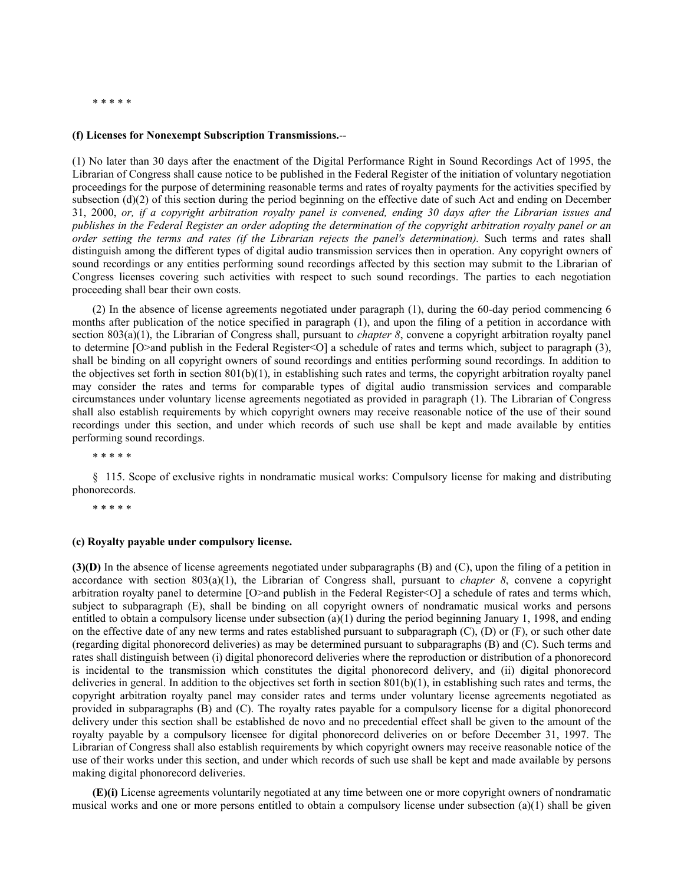\* \* \* \* \*

**(f) Licenses for Nonexempt Subscription Transmissions.**--

(1) No later than 30 days after the enactment of the Digital Performance Right in Sound Recordings Act of 1995, the Librarian of Congress shall cause notice to be published in the Federal Register of the initiation of voluntary negotiation proceedings for the purpose of determining reasonable terms and rates of royalty payments for the activities specified by subsection (d)(2) of this section during the period beginning on the effective date of such Act and ending on December 31, 2000, *or, if a copyright arbitration royalty panel is convened, ending 30 days after the Librarian issues and publishes in the Federal Register an order adopting the determination of the copyright arbitration royalty panel or an order setting the terms and rates (if the Librarian rejects the panel's determination).* Such terms and rates shall distinguish among the different types of digital audio transmission services then in operation. Any copyright owners of sound recordings or any entities performing sound recordings affected by this section may submit to the Librarian of Congress licenses covering such activities with respect to such sound recordings. The parties to each negotiation proceeding shall bear their own costs.

(2) In the absence of license agreements negotiated under paragraph (1), during the 60-day period commencing 6 months after publication of the notice specified in paragraph (1), and upon the filing of a petition in accordance with section 803(a)(1), the Librarian of Congress shall, pursuant to *chapter 8*, convene a copyright arbitration royalty panel to determine [O>and publish in the Federal Register<O] a schedule of rates and terms which, subject to paragraph (3), shall be binding on all copyright owners of sound recordings and entities performing sound recordings. In addition to the objectives set forth in section 801(b)(1), in establishing such rates and terms, the copyright arbitration royalty panel may consider the rates and terms for comparable types of digital audio transmission services and comparable circumstances under voluntary license agreements negotiated as provided in paragraph (1). The Librarian of Congress shall also establish requirements by which copyright owners may receive reasonable notice of the use of their sound recordings under this section, and under which records of such use shall be kept and made available by entities performing sound recordings.

\* \* \* \* \*

§ 115. Scope of exclusive rights in nondramatic musical works: Compulsory license for making and distributing phonorecords.

\* \* \* \* \*

**(c) Royalty payable under compulsory license.**

**(3)(D)** In the absence of license agreements negotiated under subparagraphs (B) and (C), upon the filing of a petition in accordance with section 803(a)(1), the Librarian of Congress shall, pursuant to *chapter 8*, convene a copyright arbitration royalty panel to determine [O>and publish in the Federal Register<O] a schedule of rates and terms which, subject to subparagraph (E), shall be binding on all copyright owners of nondramatic musical works and persons entitled to obtain a compulsory license under subsection (a)(1) during the period beginning January 1, 1998, and ending on the effective date of any new terms and rates established pursuant to subparagraph (C), (D) or (F), or such other date (regarding digital phonorecord deliveries) as may be determined pursuant to subparagraphs (B) and (C). Such terms and rates shall distinguish between (i) digital phonorecord deliveries where the reproduction or distribution of a phonorecord is incidental to the transmission which constitutes the digital phonorecord delivery, and (ii) digital phonorecord deliveries in general. In addition to the objectives set forth in section 801(b)(1), in establishing such rates and terms, the copyright arbitration royalty panel may consider rates and terms under voluntary license agreements negotiated as provided in subparagraphs (B) and (C). The royalty rates payable for a compulsory license for a digital phonorecord delivery under this section shall be established de novo and no precedential effect shall be given to the amount of the royalty payable by a compulsory licensee for digital phonorecord deliveries on or before December 31, 1997. The Librarian of Congress shall also establish requirements by which copyright owners may receive reasonable notice of the use of their works under this section, and under which records of such use shall be kept and made available by persons making digital phonorecord deliveries.

**(E)(i)** License agreements voluntarily negotiated at any time between one or more copyright owners of nondramatic musical works and one or more persons entitled to obtain a compulsory license under subsection (a)(1) shall be given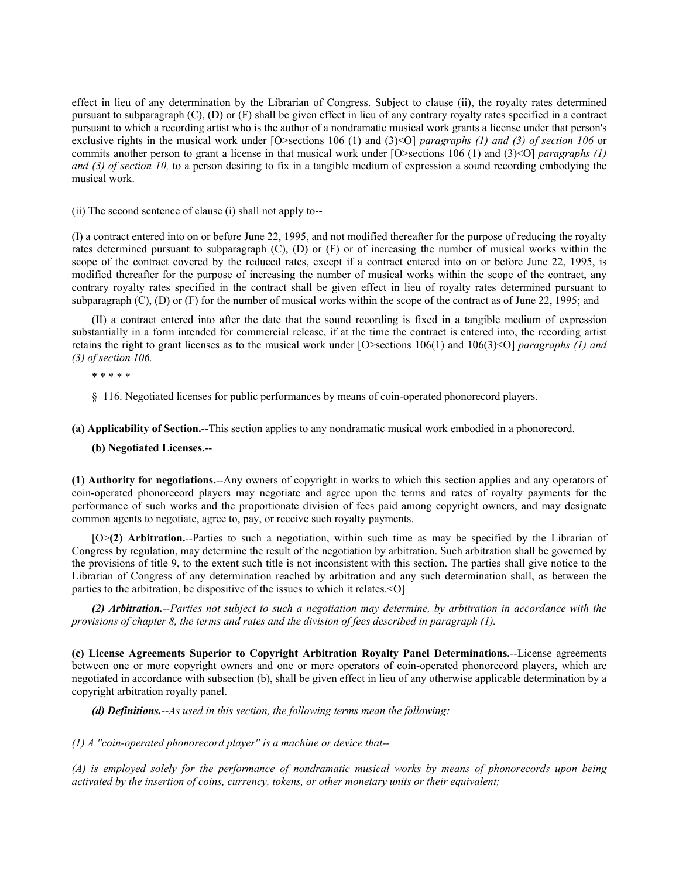effect in lieu of any determination by the Librarian of Congress. Subject to clause (ii), the royalty rates determined pursuant to subparagraph (C), (D) or (F) shall be given effect in lieu of any contrary royalty rates specified in a contract pursuant to which a recording artist who is the author of a nondramatic musical work grants a license under that person's exclusive rights in the musical work under [O>sections 106 (1) and (3)<O] *paragraphs (1) and (3) of section 106* or commits another person to grant a license in that musical work under [O>sections 106 (1) and (3)<O] *paragraphs (1) and (3) of section 10,* to a person desiring to fix in a tangible medium of expression a sound recording embodying the musical work.

(ii) The second sentence of clause (i) shall not apply to--

(I) a contract entered into on or before June 22, 1995, and not modified thereafter for the purpose of reducing the royalty rates determined pursuant to subparagraph (C), (D) or (F) or of increasing the number of musical works within the scope of the contract covered by the reduced rates, except if a contract entered into on or before June 22, 1995, is modified thereafter for the purpose of increasing the number of musical works within the scope of the contract, any contrary royalty rates specified in the contract shall be given effect in lieu of royalty rates determined pursuant to subparagraph (C), (D) or (F) for the number of musical works within the scope of the contract as of June 22, 1995; and

(II) a contract entered into after the date that the sound recording is fixed in a tangible medium of expression substantially in a form intended for commercial release, if at the time the contract is entered into, the recording artist retains the right to grant licenses as to the musical work under [O>sections 106(1) and 106(3)<O] *paragraphs (1) and (3) of section 106.*

\* \* \* \* \*

§ 116. Negotiated licenses for public performances by means of coin-operated phonorecord players.

**(a) Applicability of Section.**--This section applies to any nondramatic musical work embodied in a phonorecord.

**(b) Negotiated Licenses.**--

**(1) Authority for negotiations.**--Any owners of copyright in works to which this section applies and any operators of coin-operated phonorecord players may negotiate and agree upon the terms and rates of royalty payments for the performance of such works and the proportionate division of fees paid among copyright owners, and may designate common agents to negotiate, agree to, pay, or receive such royalty payments.

[O>**(2) Arbitration.**--Parties to such a negotiation, within such time as may be specified by the Librarian of Congress by regulation, may determine the result of the negotiation by arbitration. Such arbitration shall be governed by the provisions of title 9, to the extent such title is not inconsistent with this section. The parties shall give notice to the Librarian of Congress of any determination reached by arbitration and any such determination shall, as between the parties to the arbitration, be dispositive of the issues to which it relates.<O]

***(2) Arbitration.****--Parties not subject to such a negotiation may determine, by arbitration in accordance with the provisions of chapter 8, the terms and rates and the division of fees described in paragraph (1).*

**(c) License Agreements Superior to Copyright Arbitration Royalty Panel Determinations.**--License agreements between one or more copyright owners and one or more operators of coin-operated phonorecord players, which are negotiated in accordance with subsection (b), shall be given effect in lieu of any otherwise applicable determination by a copyright arbitration royalty panel.

***(d) Definitions.****--As used in this section, the following terms mean the following:*

*(1) A "coin-operated phonorecord player" is a machine or device that--*

*(A) is employed solely for the performance of nondramatic musical works by means of phonorecords upon being activated by the insertion of coins, currency, tokens, or other monetary units or their equivalent;*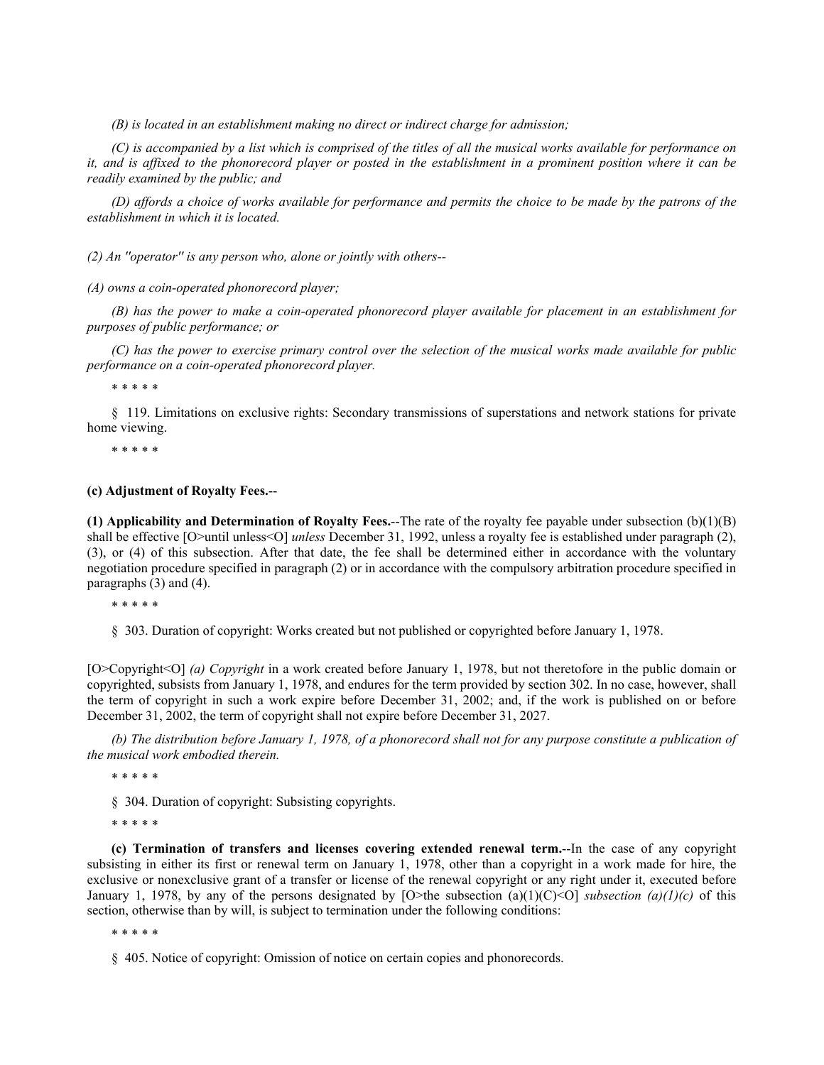*(B) is located in an establishment making no direct or indirect charge for admission;*

*(C) is accompanied by a list which is comprised of the titles of all the musical works available for performance on it, and is affixed to the phonorecord player or posted in the establishment in a prominent position where it can be readily examined by the public; and*

*(D) affords a choice of works available for performance and permits the choice to be made by the patrons of the establishment in which it is located.*

*(2) An ''operator'' is any person who, alone or jointly with others--*

*(A) owns a coin-operated phonorecord player;*

*(B) has the power to make a coin-operated phonorecord player available for placement in an establishment for purposes of public performance; or*

*(C) has the power to exercise primary control over the selection of the musical works made available for public performance on a coin-operated phonorecord player.*

\* \* \* \* \*

§ 119. Limitations on exclusive rights: Secondary transmissions of superstations and network stations for private home viewing.

\* \* \* \* \*

**(c) Adjustment of Royalty Fees.**--

**(1) Applicability and Determination of Royalty Fees.**--The rate of the royalty fee payable under subsection (b)(1)(B) shall be effective [O>until unless<O] *unless* December 31, 1992, unless a royalty fee is established under paragraph (2), (3), or (4) of this subsection. After that date, the fee shall be determined either in accordance with the voluntary negotiation procedure specified in paragraph (2) or in accordance with the compulsory arbitration procedure specified in paragraphs (3) and (4).

\* \* \* \* \*

§ 303. Duration of copyright: Works created but not published or copyrighted before January 1, 1978.

[O>Copyright<O] *(a) Copyright* in a work created before January 1, 1978, but not theretofore in the public domain or copyrighted, subsists from January 1, 1978, and endures for the term provided by section 302. In no case, however, shall the term of copyright in such a work expire before December 31, 2002; and, if the work is published on or before December 31, 2002, the term of copyright shall not expire before December 31, 2027.

*(b) The distribution before January 1, 1978, of a phonorecord shall not for any purpose constitute a publication of the musical work embodied therein.*

\* \* \* \* \*

§ 304. Duration of copyright: Subsisting copyrights.

\* \* \* \* \*

**(c) Termination of transfers and licenses covering extended renewal term.**--In the case of any copyright subsisting in either its first or renewal term on January 1, 1978, other than a copyright in a work made for hire, the exclusive or nonexclusive grant of a transfer or license of the renewal copyright or any right under it, executed before January 1, 1978, by any of the persons designated by [O>the subsection (a)(1)(C)<O] *subsection (a)(1)(c)* of this section, otherwise than by will, is subject to termination under the following conditions:

\* \* \* \* \*

§ 405. Notice of copyright: Omission of notice on certain copies and phonorecords.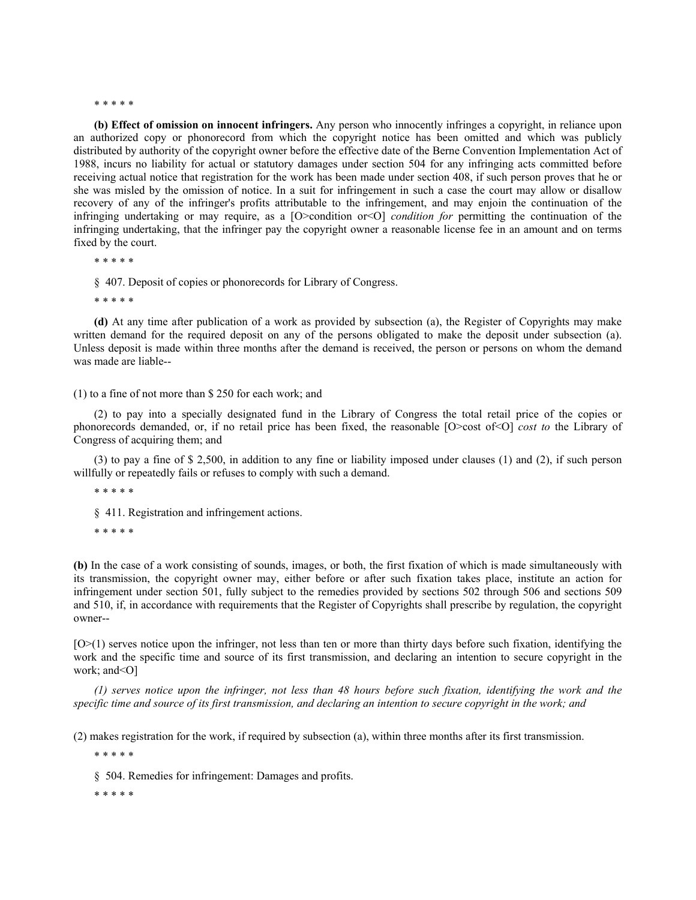\* \* \* \* \*

**(b) Effect of omission on innocent infringers.** Any person who innocently infringes a copyright, in reliance upon an authorized copy or phonorecord from which the copyright notice has been omitted and which was publicly distributed by authority of the copyright owner before the effective date of the Berne Convention Implementation Act of 1988, incurs no liability for actual or statutory damages under section 504 for any infringing acts committed before receiving actual notice that registration for the work has been made under section 408, if such person proves that he or she was misled by the omission of notice. In a suit for infringement in such a case the court may allow or disallow recovery of any of the infringer's profits attributable to the infringement, and may enjoin the continuation of the infringing undertaking or may require, as a [O>condition or<O] *condition for* permitting the continuation of the infringing undertaking, that the infringer pay the copyright owner a reasonable license fee in an amount and on terms fixed by the court.

\* \* \* \* \*

§ 407. Deposit of copies or phonorecords for Library of Congress.

\* \* \* \* \*

**(d)** At any time after publication of a work as provided by subsection (a), the Register of Copyrights may make written demand for the required deposit on any of the persons obligated to make the deposit under subsection (a). Unless deposit is made within three months after the demand is received, the person or persons on whom the demand was made are liable--

(1) to a fine of not more than $ 250 for each work; and

(2) to pay into a specially designated fund in the Library of Congress the total retail price of the copies or phonorecords demanded, or, if no retail price has been fixed, the reasonable [O>cost of<O] *cost to* the Library of Congress of acquiring them; and

(3) to pay a fine of $ 2,500, in addition to any fine or liability imposed under clauses (1) and (2), if such person willfully or repeatedly fails or refuses to comply with such a demand.

\* \* \* \* \*

§ 411. Registration and infringement actions.

\* \* \* \* \*

**(b)** In the case of a work consisting of sounds, images, or both, the first fixation of which is made simultaneously with its transmission, the copyright owner may, either before or after such fixation takes place, institute an action for infringement under section 501, fully subject to the remedies provided by sections 502 through 506 and sections 509 and 510, if, in accordance with requirements that the Register of Copyrights shall prescribe by regulation, the copyright owner--

[O>(1) serves notice upon the infringer, not less than ten or more than thirty days before such fixation, identifying the work and the specific time and source of its first transmission, and declaring an intention to secure copyright in the work; and<O]

*(1) serves notice upon the infringer, not less than 48 hours before such fixation, identifying the work and the specific time and source of its first transmission, and declaring an intention to secure copyright in the work; and*

(2) makes registration for the work, if required by subsection (a), within three months after its first transmission.

\* \* \* \* \*

§ 504. Remedies for infringement: Damages and profits.

\* \* \* \* \*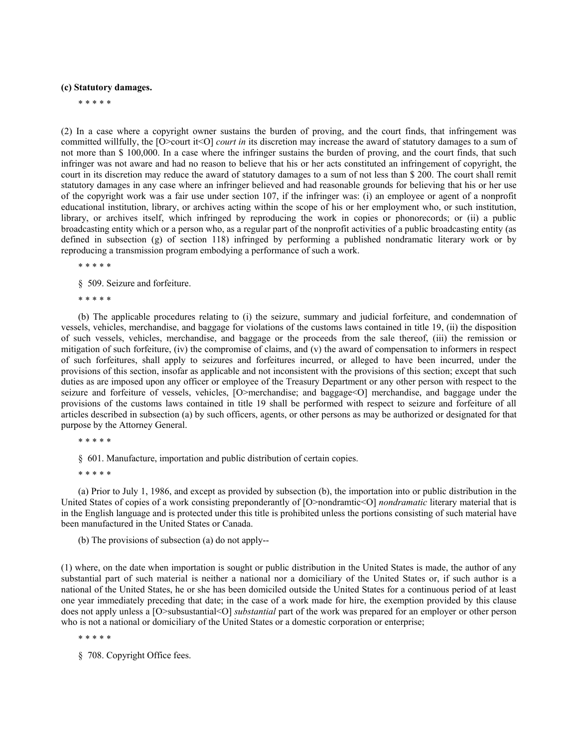**(c) Statutory damages.**

\* \* \* \* \*

(2) In a case where a copyright owner sustains the burden of proving, and the court finds, that infringement was committed willfully, the [O>court it<O] *court in* its discretion may increase the award of statutory damages to a sum of not more than $ 100,000. In a case where the infringer sustains the burden of proving, and the court finds, that such infringer was not aware and had no reason to believe that his or her acts constituted an infringement of copyright, the court in its discretion may reduce the award of statutory damages to a sum of not less than $ 200. The court shall remit statutory damages in any case where an infringer believed and had reasonable grounds for believing that his or her use of the copyright work was a fair use under section 107, if the infringer was: (i) an employee or agent of a nonprofit educational institution, library, or archives acting within the scope of his or her employment who, or such institution, library, or archives itself, which infringed by reproducing the work in copies or phonorecords; or (ii) a public broadcasting entity which or a person who, as a regular part of the nonprofit activities of a public broadcasting entity (as defined in subsection (g) of section 118) infringed by performing a published nondramatic literary work or by reproducing a transmission program embodying a performance of such a work.

\* \* \* \* \*

§ 509. Seizure and forfeiture.

\* \* \* \* \*

(b) The applicable procedures relating to (i) the seizure, summary and judicial forfeiture, and condemnation of vessels, vehicles, merchandise, and baggage for violations of the customs laws contained in title 19, (ii) the disposition of such vessels, vehicles, merchandise, and baggage or the proceeds from the sale thereof, (iii) the remission or mitigation of such forfeiture, (iv) the compromise of claims, and (v) the award of compensation to informers in respect of such forfeitures, shall apply to seizures and forfeitures incurred, or alleged to have been incurred, under the provisions of this section, insofar as applicable and not inconsistent with the provisions of this section; except that such duties as are imposed upon any officer or employee of the Treasury Department or any other person with respect to the seizure and forfeiture of vessels, vehicles, [O>merchandise; and baggage<O] merchandise, and baggage under the provisions of the customs laws contained in title 19 shall be performed with respect to seizure and forfeiture of all articles described in subsection (a) by such officers, agents, or other persons as may be authorized or designated for that purpose by the Attorney General.

\* \* \* \* \*

§ 601. Manufacture, importation and public distribution of certain copies.

\* \* \* \* \*

(a) Prior to July 1, 1986, and except as provided by subsection (b), the importation into or public distribution in the United States of copies of a work consisting preponderantly of [O>nondramtic<O] *nondramatic* literary material that is in the English language and is protected under this title is prohibited unless the portions consisting of such material have been manufactured in the United States or Canada.

(b) The provisions of subsection (a) do not apply--

(1) where, on the date when importation is sought or public distribution in the United States is made, the author of any substantial part of such material is neither a national nor a domiciliary of the United States or, if such author is a national of the United States, he or she has been domiciled outside the United States for a continuous period of at least one year immediately preceding that date; in the case of a work made for hire, the exemption provided by this clause does not apply unless a [O>subsubstantial<O] *substantial* part of the work was prepared for an employer or other person who is not a national or domiciliary of the United States or a domestic corporation or enterprise;

\* \* \* \* \*

§ 708. Copyright Office fees.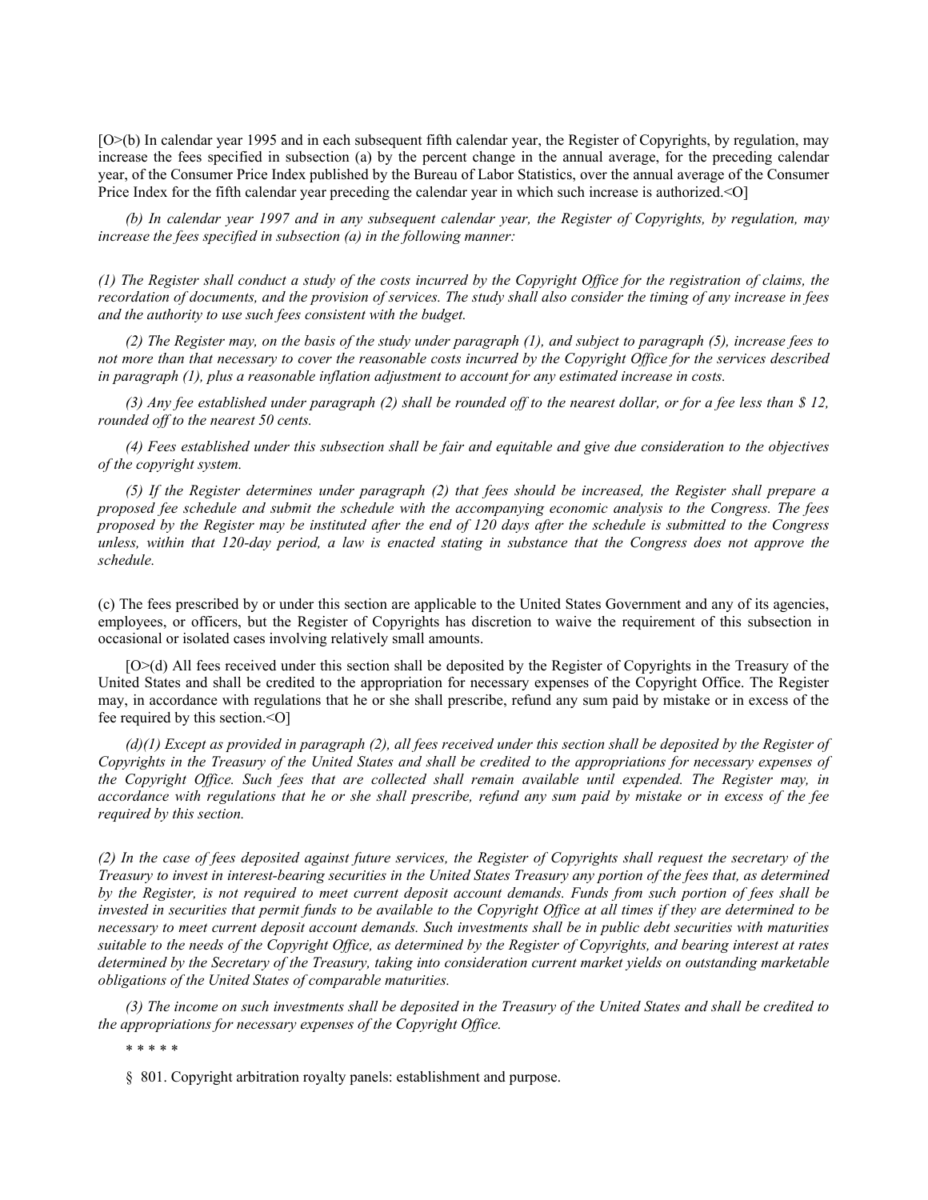[O>(b) In calendar year 1995 and in each subsequent fifth calendar year, the Register of Copyrights, by regulation, may increase the fees specified in subsection (a) by the percent change in the annual average, for the preceding calendar year, of the Consumer Price Index published by the Bureau of Labor Statistics, over the annual average of the Consumer Price Index for the fifth calendar year preceding the calendar year in which such increase is authorized.<O]

*(b) In calendar year 1997 and in any subsequent calendar year, the Register of Copyrights, by regulation, may increase the fees specified in subsection (a) in the following manner:*

*(1) The Register shall conduct a study of the costs incurred by the Copyright Office for the registration of claims, the recordation of documents, and the provision of services. The study shall also consider the timing of any increase in fees and the authority to use such fees consistent with the budget.*

*(2) The Register may, on the basis of the study under paragraph (1), and subject to paragraph (5), increase fees to not more than that necessary to cover the reasonable costs incurred by the Copyright Office for the services described in paragraph (1), plus a reasonable inflation adjustment to account for any estimated increase in costs.*

*(3) Any fee established under paragraph (2) shall be rounded off to the nearest dollar, or for a fee less than $ 12, rounded off to the nearest 50 cents.*

*(4) Fees established under this subsection shall be fair and equitable and give due consideration to the objectives of the copyright system.*

*(5) If the Register determines under paragraph (2) that fees should be increased, the Register shall prepare a proposed fee schedule and submit the schedule with the accompanying economic analysis to the Congress. The fees proposed by the Register may be instituted after the end of 120 days after the schedule is submitted to the Congress unless, within that 120-day period, a law is enacted stating in substance that the Congress does not approve the schedule.*

(c) The fees prescribed by or under this section are applicable to the United States Government and any of its agencies, employees, or officers, but the Register of Copyrights has discretion to waive the requirement of this subsection in occasional or isolated cases involving relatively small amounts.

[O>(d) All fees received under this section shall be deposited by the Register of Copyrights in the Treasury of the United States and shall be credited to the appropriation for necessary expenses of the Copyright Office. The Register may, in accordance with regulations that he or she shall prescribe, refund any sum paid by mistake or in excess of the fee required by this section.<O]

*(d)(1) Except as provided in paragraph (2), all fees received under this section shall be deposited by the Register of Copyrights in the Treasury of the United States and shall be credited to the appropriations for necessary expenses of the Copyright Office. Such fees that are collected shall remain available until expended. The Register may, in accordance with regulations that he or she shall prescribe, refund any sum paid by mistake or in excess of the fee required by this section.*

*(2) In the case of fees deposited against future services, the Register of Copyrights shall request the secretary of the Treasury to invest in interest-bearing securities in the United States Treasury any portion of the fees that, as determined by the Register, is not required to meet current deposit account demands. Funds from such portion of fees shall be invested in securities that permit funds to be available to the Copyright Office at all times if they are determined to be necessary to meet current deposit account demands. Such investments shall be in public debt securities with maturities suitable to the needs of the Copyright Office, as determined by the Register of Copyrights, and bearing interest at rates determined by the Secretary of the Treasury, taking into consideration current market yields on outstanding marketable obligations of the United States of comparable maturities.*

*(3) The income on such investments shall be deposited in the Treasury of the United States and shall be credited to the appropriations for necessary expenses of the Copyright Office.*

\* \* \* \* \*

§ 801. Copyright arbitration royalty panels: establishment and purpose.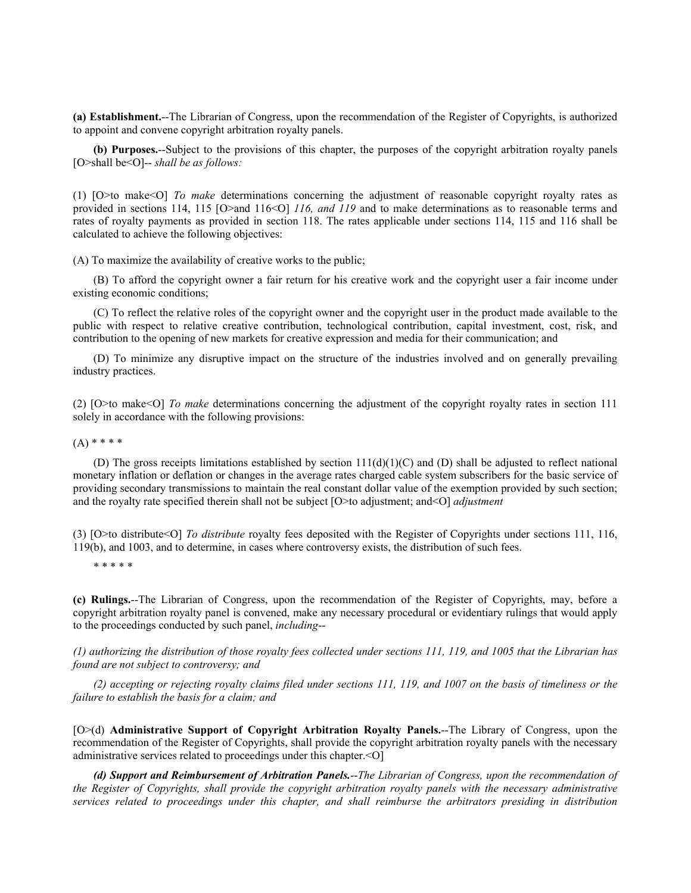**(a) Establishment.**--The Librarian of Congress, upon the recommendation of the Register of Copyrights, is authorized to appoint and convene copyright arbitration royalty panels.

**(b) Purposes.**--Subject to the provisions of this chapter, the purposes of the copyright arbitration royalty panels [O>shall be<O]-- *shall be as follows:*

(1) [O>to make<O] *To make* determinations concerning the adjustment of reasonable copyright royalty rates as provided in sections 114, 115 [O>and 116<O] *116, and 119* and to make determinations as to reasonable terms and rates of royalty payments as provided in section 118. The rates applicable under sections 114, 115 and 116 shall be calculated to achieve the following objectives:

(A) To maximize the availability of creative works to the public;

(B) To afford the copyright owner a fair return for his creative work and the copyright user a fair income under existing economic conditions;

(C) To reflect the relative roles of the copyright owner and the copyright user in the product made available to the public with respect to relative creative contribution, technological contribution, capital investment, cost, risk, and contribution to the opening of new markets for creative expression and media for their communication; and

(D) To minimize any disruptive impact on the structure of the industries involved and on generally prevailing industry practices.

(2) [O>to make<O] *To make* determinations concerning the adjustment of the copyright royalty rates in section 111 solely in accordance with the following provisions:

(A) * * * *

(D) The gross receipts limitations established by section 111(d)(1)(C) and (D) shall be adjusted to reflect national monetary inflation or deflation or changes in the average rates charged cable system subscribers for the basic service of providing secondary transmissions to maintain the real constant dollar value of the exemption provided by such section; and the royalty rate specified therein shall not be subject [O>to adjustment; and<O] *adjustment*

(3) [O>to distribute<O] *To distribute* royalty fees deposited with the Register of Copyrights under sections 111, 116, 119(b), and 1003, and to determine, in cases where controversy exists, the distribution of such fees.

* * * * *

**(c) Rulings.**--The Librarian of Congress, upon the recommendation of the Register of Copyrights, may, before a copyright arbitration royalty panel is convened, make any necessary procedural or evidentiary rulings that would apply to the proceedings conducted by such panel, *including*--

*(1) authorizing the distribution of those royalty fees collected under sections 111, 119, and 1005 that the Librarian has found are not subject to controversy; and*

*(2) accepting or rejecting royalty claims filed under sections 111, 119, and 1007 on the basis of timeliness or the failure to establish the basis for a claim; and*

[O>(d) **Administrative Support of Copyright Arbitration Royalty Panels.**--The Library of Congress, upon the recommendation of the Register of Copyrights, shall provide the copyright arbitration royalty panels with the necessary administrative services related to proceedings under this chapter.<O]

***(d) Support and Reimbursement of Arbitration Panels.****--The Librarian of Congress, upon the recommendation of the Register of Copyrights, shall provide the copyright arbitration royalty panels with the necessary administrative services related to proceedings under this chapter, and shall reimburse the arbitrators presiding in distribution*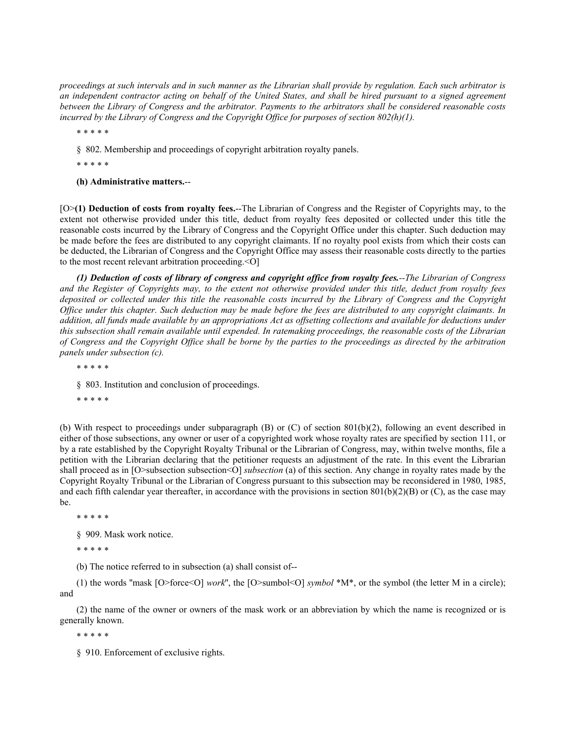*proceedings at such intervals and in such manner as the Librarian shall provide by regulation. Each such arbitrator is an independent contractor acting on behalf of the United States, and shall be hired pursuant to a signed agreement between the Library of Congress and the arbitrator. Payments to the arbitrators shall be considered reasonable costs incurred by the Library of Congress and the Copyright Office for purposes of section 802(h)(1).*

* * * * *

§ 802. Membership and proceedings of copyright arbitration royalty panels.

* * * * *

**(h) Administrative matters.**--

[O>**(1) Deduction of costs from royalty fees.**--The Librarian of Congress and the Register of Copyrights may, to the extent not otherwise provided under this title, deduct from royalty fees deposited or collected under this title the reasonable costs incurred by the Library of Congress and the Copyright Office under this chapter. Such deduction may be made before the fees are distributed to any copyright claimants. If no royalty pool exists from which their costs can be deducted, the Librarian of Congress and the Copyright Office may assess their reasonable costs directly to the parties to the most recent relevant arbitration proceeding.<O]

***(1) Deduction of costs of library of congress and copyright office from royalty fees.****--The Librarian of Congress and the Register of Copyrights may, to the extent not otherwise provided under this title, deduct from royalty fees deposited or collected under this title the reasonable costs incurred by the Library of Congress and the Copyright Office under this chapter. Such deduction may be made before the fees are distributed to any copyright claimants. In addition, all funds made available by an appropriations Act as offsetting collections and available for deductions under this subsection shall remain available until expended. In ratemaking proceedings, the reasonable costs of the Librarian of Congress and the Copyright Office shall be borne by the parties to the proceedings as directed by the arbitration panels under subsection (c).*

* * * * *

§ 803. Institution and conclusion of proceedings.

* * * * *

(b) With respect to proceedings under subparagraph (B) or (C) of section 801(b)(2), following an event described in either of those subsections, any owner or user of a copyrighted work whose royalty rates are specified by section 111, or by a rate established by the Copyright Royalty Tribunal or the Librarian of Congress, may, within twelve months, file a petition with the Librarian declaring that the petitioner requests an adjustment of the rate. In this event the Librarian shall proceed as in [O>subsection subsection<O] *subsection* (a) of this section. Any change in royalty rates made by the Copyright Royalty Tribunal or the Librarian of Congress pursuant to this subsection may be reconsidered in 1980, 1985, and each fifth calendar year thereafter, in accordance with the provisions in section 801(b)(2)(B) or (C), as the case may be.

* * * * *

§ 909. Mask work notice.

* * * * *

(b) The notice referred to in subsection (a) shall consist of--

(1) the words "mask [O>force<O] *work*", the [O>sumbol<O] *symbol* *M*, or the symbol (the letter M in a circle); and

(2) the name of the owner or owners of the mask work or an abbreviation by which the name is recognized or is generally known.

* * * * *

§ 910. Enforcement of exclusive rights.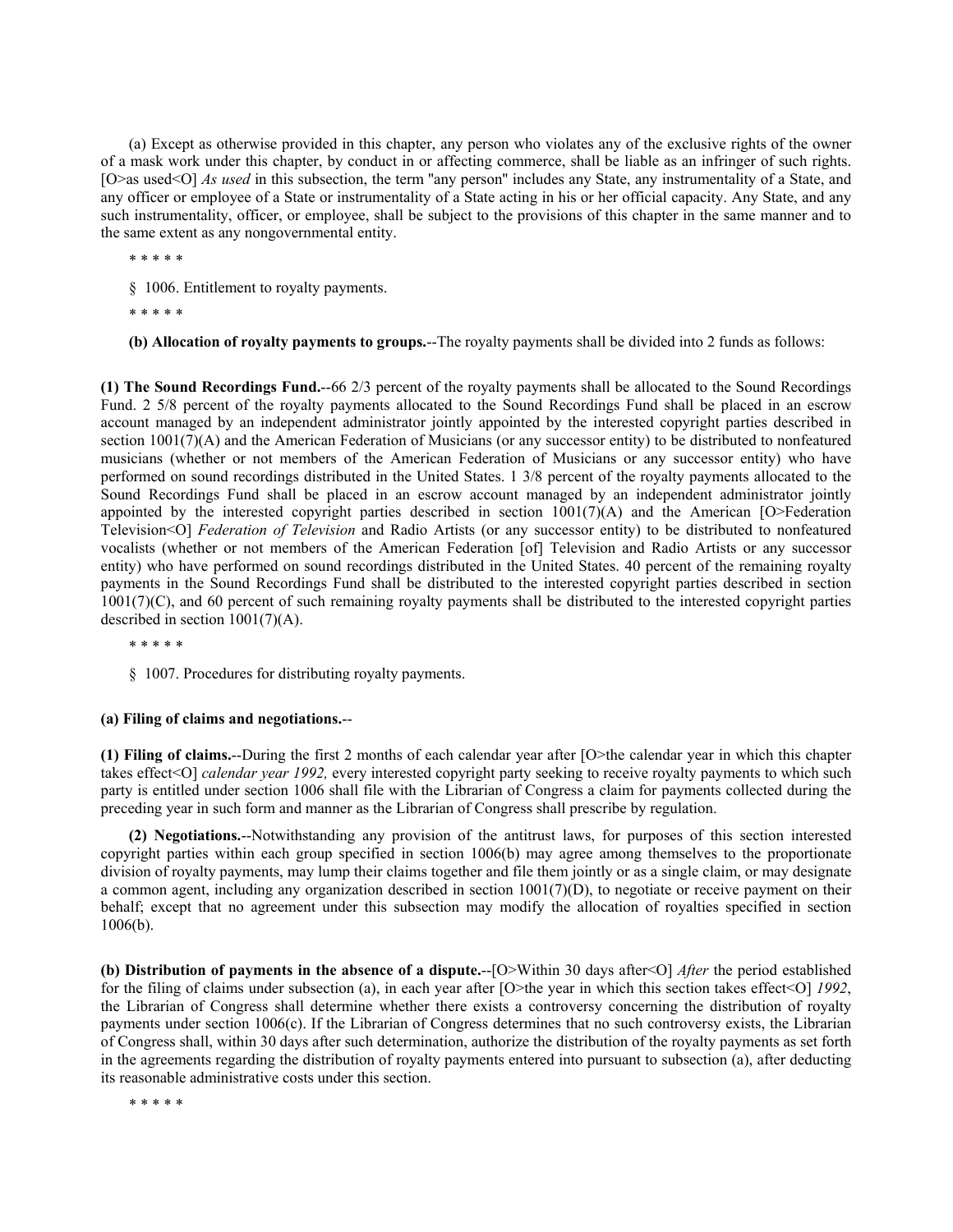(a) Except as otherwise provided in this chapter, any person who violates any of the exclusive rights of the owner of a mask work under this chapter, by conduct in or affecting commerce, shall be liable as an infringer of such rights. [O>as used<O] *As used* in this subsection, the term "any person" includes any State, any instrumentality of a State, and any officer or employee of a State or instrumentality of a State acting in his or her official capacity. Any State, and any such instrumentality, officer, or employee, shall be subject to the provisions of this chapter in the same manner and to the same extent as any nongovernmental entity.

* * * * *

§ 1006. Entitlement to royalty payments.

* * * * *

**(b) Allocation of royalty payments to groups.**--The royalty payments shall be divided into 2 funds as follows:

**(1) The Sound Recordings Fund.**--66 2/3 percent of the royalty payments shall be allocated to the Sound Recordings Fund. 2 5/8 percent of the royalty payments allocated to the Sound Recordings Fund shall be placed in an escrow account managed by an independent administrator jointly appointed by the interested copyright parties described in section 1001(7)(A) and the American Federation of Musicians (or any successor entity) to be distributed to nonfeatured musicians (whether or not members of the American Federation of Musicians or any successor entity) who have performed on sound recordings distributed in the United States. 1 3/8 percent of the royalty payments allocated to the Sound Recordings Fund shall be placed in an escrow account managed by an independent administrator jointly appointed by the interested copyright parties described in section 1001(7)(A) and the American [O>Federation Television<O] *Federation of Television* and Radio Artists (or any successor entity) to be distributed to nonfeatured vocalists (whether or not members of the American Federation [of] Television and Radio Artists or any successor entity) who have performed on sound recordings distributed in the United States. 40 percent of the remaining royalty payments in the Sound Recordings Fund shall be distributed to the interested copyright parties described in section 1001(7)(C), and 60 percent of such remaining royalty payments shall be distributed to the interested copyright parties described in section 1001(7)(A).

* * * * *

§ 1007. Procedures for distributing royalty payments.

**(a) Filing of claims and negotiations.**--

**(1) Filing of claims.**--During the first 2 months of each calendar year after [O>the calendar year in which this chapter takes effect<O] *calendar year 1992,* every interested copyright party seeking to receive royalty payments to which such party is entitled under section 1006 shall file with the Librarian of Congress a claim for payments collected during the preceding year in such form and manner as the Librarian of Congress shall prescribe by regulation.

**(2) Negotiations.**--Notwithstanding any provision of the antitrust laws, for purposes of this section interested copyright parties within each group specified in section 1006(b) may agree among themselves to the proportionate division of royalty payments, may lump their claims together and file them jointly or as a single claim, or may designate a common agent, including any organization described in section 1001(7)(D), to negotiate or receive payment on their behalf; except that no agreement under this subsection may modify the allocation of royalties specified in section 1006(b).

**(b) Distribution of payments in the absence of a dispute.**--[O>Within 30 days after<O] *After* the period established for the filing of claims under subsection (a), in each year after [O>the year in which this section takes effect<O] *1992*, the Librarian of Congress shall determine whether there exists a controversy concerning the distribution of royalty payments under section 1006(c). If the Librarian of Congress determines that no such controversy exists, the Librarian of Congress shall, within 30 days after such determination, authorize the distribution of the royalty payments as set forth in the agreements regarding the distribution of royalty payments entered into pursuant to subsection (a), after deducting its reasonable administrative costs under this section.

* * * * *